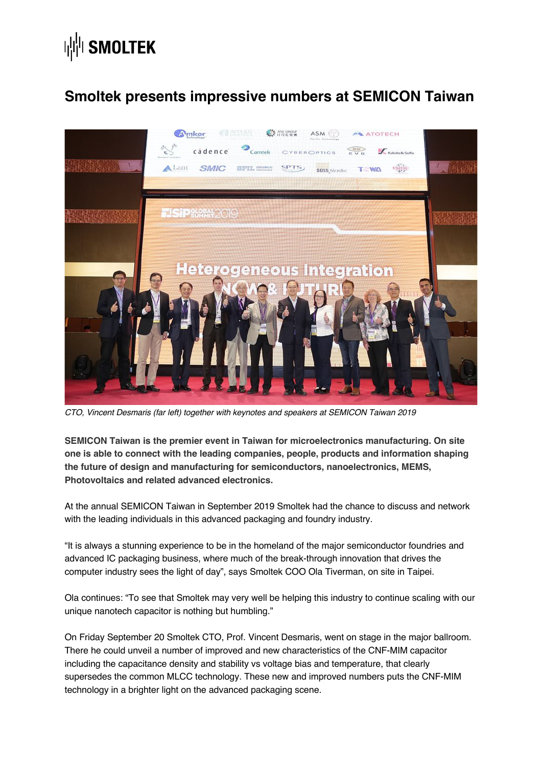# Smoltek presents impressive numbers at SEMICON Taiwan

*CTO, Vincent Desmaris (far left) together with keynotes and speakers at SEMICON Taiwan 2019*

**SEMICON Taiwan is the premier event in Taiwan for microelectronics manufacturing. On site one is able to connect with the leading companies, people, products and information shaping the future of design and manufacturing for semiconductors, nanoelectronics, MEMS, Photovoltaics and related advanced electronics.**

At the annual SEMICON Taiwan in September 2019 Smoltek had the chance to discuss and network with the leading individuals in this advanced packaging and foundry industry.

"It is always a stunning experience to be in the homeland of the major semiconductor foundries and advanced IC packaging business, where much of the break-through innovation that drives the computer industry sees the light of day", says Smoltek COO Ola Tiverman, on site in Taipei.

Ola continues: "To see that Smoltek may very well be helping this industry to continue scaling with our unique nanotech capacitor is nothing but humbling."

On Friday September 20 Smoltek CTO, Prof. Vincent Desmaris, went on stage in the major ballroom. There he could unveil a number of improved and new characteristics of the CNF-MIM capacitor including the capacitance density and stability vs voltage bias and temperature, that clearly supersedes the common MLCC technology. These new and improved numbers puts the CNF-MIM technology in a brighter light on the advanced packaging scene.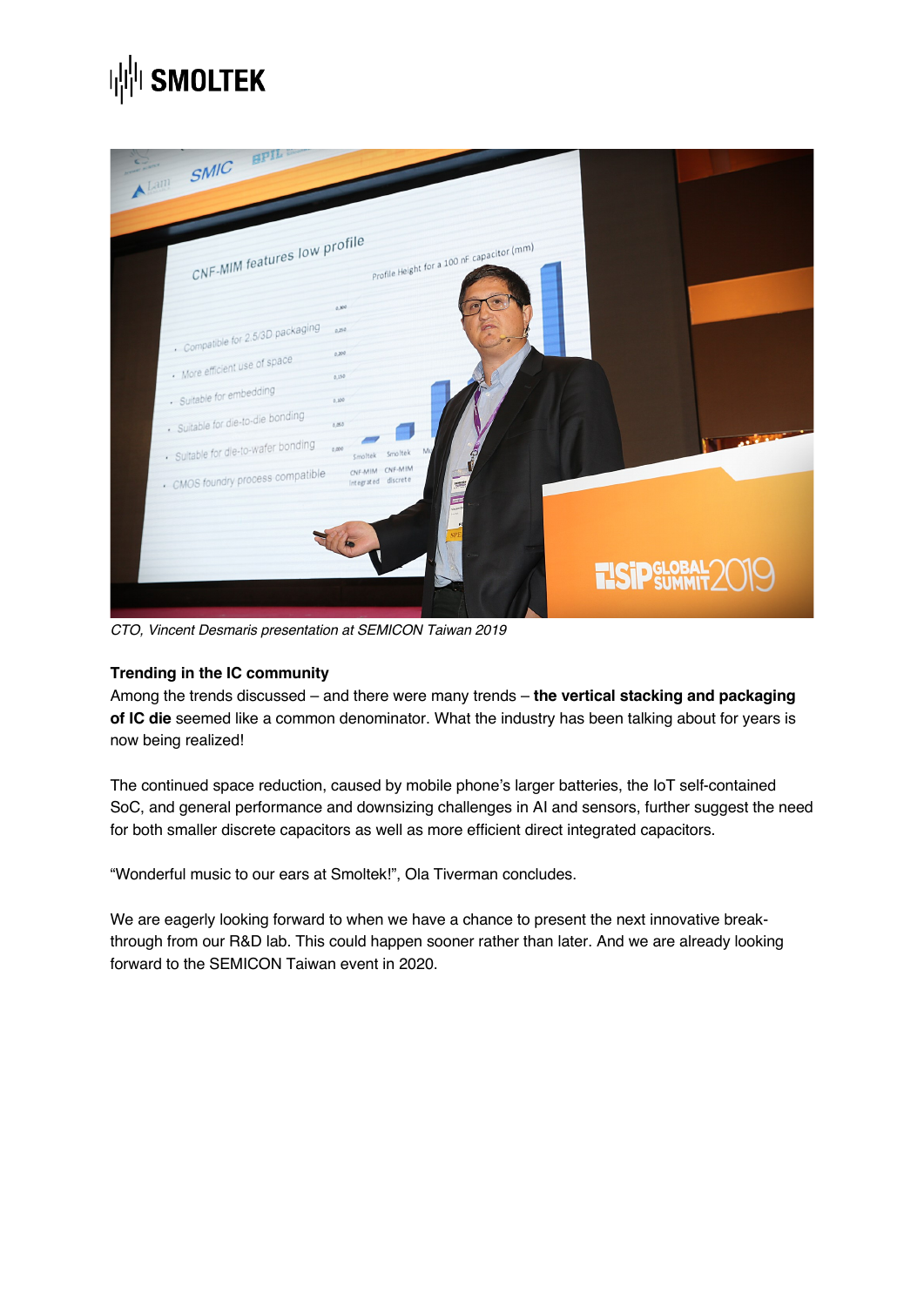CTO, Vincent Desmaris presentation at SEMICON Taiwan 2019

**Trending in the IC community**

Among the trends discussed – and there were many trends – **the vertical stacking and packaging of IC die** seemed like a common denominator. What the industry has been talking about for years is now being realized!

The continued space reduction, caused by mobile phone's larger batteries, the IoT self-contained SoC, and general performance and downsizing challenges in AI and sensors, further suggest the need for both smaller discrete capacitors as well as more efficient direct integrated capacitors.

"Wonderful music to our ears at Smoltek!", Ola Tiverman concludes.

We are eagerly looking forward to when we have a chance to present the next innovative break-through from our R&D lab. This could happen sooner rather than later. And we are already looking forward to the SEMICON Taiwan event in 2020.